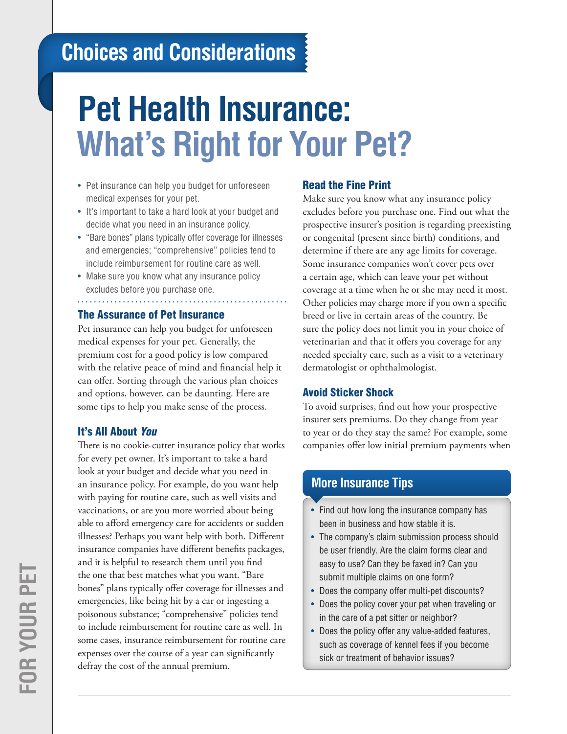## Choices and Considerations

# Pet Health Insurance: What's Right for Your Pet?

- Pet insurance can help you budget for unforeseen medical expenses for your pet.
- It's important to take a hard look at your budget and decide what you need in an insurance policy.
- "Bare bones" plans typically offer coverage for illnesses and emergencies; "comprehensive" policies tend to include reimbursement for routine care as well.
- Make sure you know what any insurance policy excludes before you purchase one.

### The Assurance of Pet Insurance

Pet insurance can help you budget for unforeseen medical expenses for your pet. Generally, the premium cost for a good policy is low compared with the relative peace of mind and financial help it can offer. Sorting through the various plan choices and options, however, can be daunting. Here are some tips to help you make sense of the process.

### It's All About *You*

There is no cookie-cutter insurance policy that works for every pet owner. It's important to take a hard look at your budget and decide what you need in an insurance policy. For example, do you want help with paying for routine care, such as well visits and vaccinations, or are you more worried about being able to afford emergency care for accidents or sudden illnesses? Perhaps you want help with both. Different insurance companies have different benefits packages, and it is helpful to research them until you find the one that best matches what you want. "Bare bones" plans typically offer coverage for illnesses and emergencies, like being hit by a car or ingesting a poisonous substance; "comprehensive" policies tend to include reimbursement for routine care as well. In some cases, insurance reimbursement for routine care expenses over the course of a year can significantly defray the cost of the annual premium.

### Read the Fine Print

Make sure you know what any insurance policy excludes before you purchase one. Find out what the prospective insurer's position is regarding preexisting or congenital (present since birth) conditions, and determine if there are any age limits for coverage. Some insurance companies won't cover pets over a certain age, which can leave your pet without coverage at a time when he or she may need it most. Other policies may charge more if you own a specific breed or live in certain areas of the country. Be sure the policy does not limit you in your choice of veterinarian and that it offers you coverage for any needed specialty care, such as a visit to a veterinary dermatologist or ophthalmologist.

### Avoid Sticker Shock

To avoid surprises, find out how your prospective insurer sets premiums. Do they change from year to year or do they stay the same? For example, some companies offer low initial premium payments when

### More Insurance Tips

- Find out how long the insurance company has been in business and how stable it is.
- The company's claim submission process should be user friendly. Are the claim forms clear and easy to use? Can they be faxed in? Can you submit multiple claims on one form?
- Does the company offer multi-pet discounts?
- Does the policy cover your pet when traveling or in the care of a pet sitter or neighbor?
- Does the policy offer any value-added features, such as coverage of kennel fees if you become sick or treatment of behavior issues?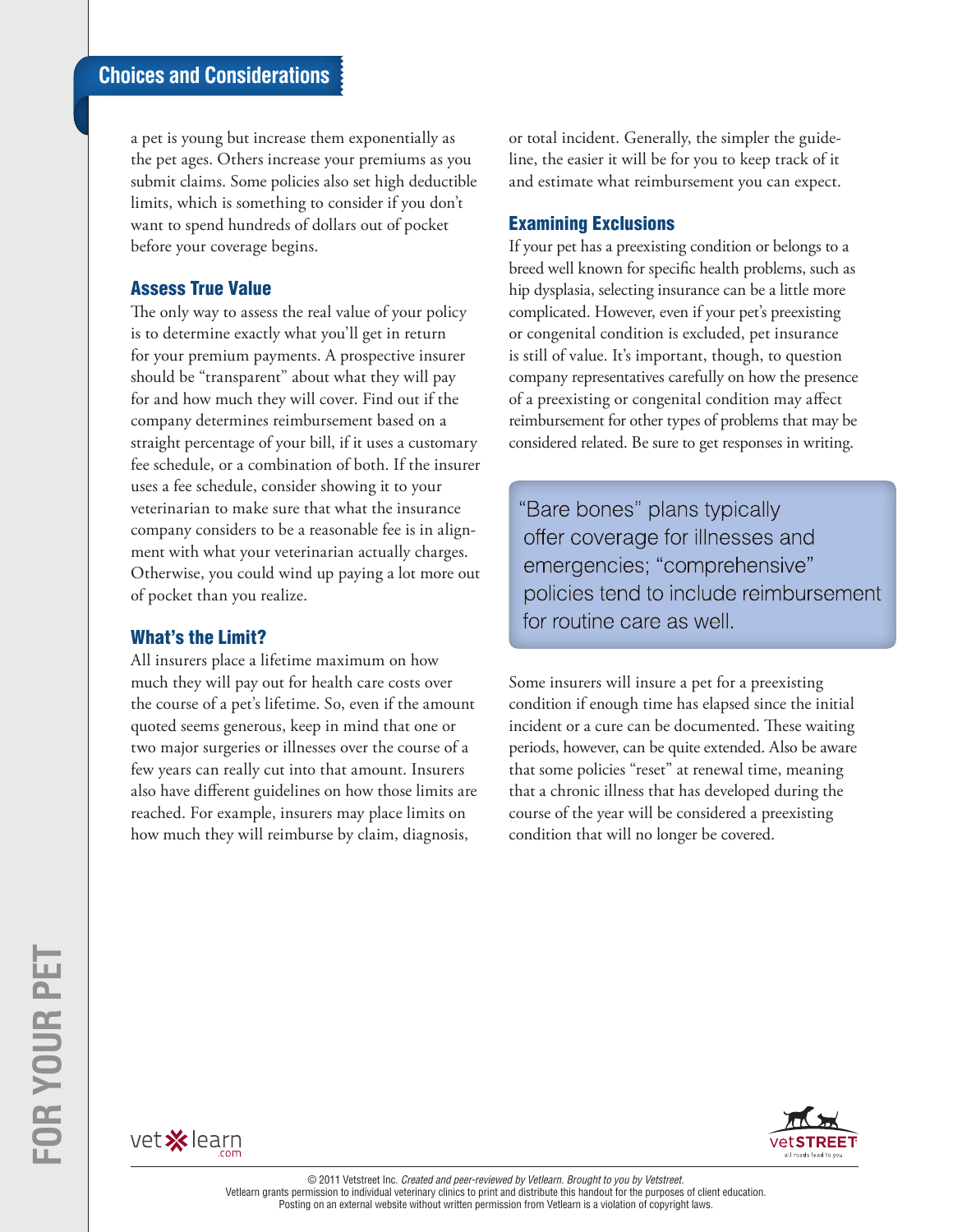a pet is young but increase them exponentially as the pet ages. Others increase your premiums as you submit claims. Some policies also set high deductible limits, which is something to consider if you don't want to spend hundreds of dollars out of pocket before your coverage begins.

### Assess True Value

The only way to assess the real value of your policy is to determine exactly what you'll get in return for your premium payments. A prospective insurer should be "transparent" about what they will pay for and how much they will cover. Find out if the company determines reimbursement based on a straight percentage of your bill, if it uses a customary fee schedule, or a combination of both. If the insurer uses a fee schedule, consider showing it to your veterinarian to make sure that what the insurance company considers to be a reasonable fee is in alignment with what your veterinarian actually charges. Otherwise, you could wind up paying a lot more out of pocket than you realize.

### What's the Limit?

All insurers place a lifetime maximum on how much they will pay out for health care costs over the course of a pet's lifetime. So, even if the amount quoted seems generous, keep in mind that one or two major surgeries or illnesses over the course of a few years can really cut into that amount. Insurers also have different guidelines on how those limits are reached. For example, insurers may place limits on how much they will reimburse by claim, diagnosis, or total incident. Generally, the simpler the guideline, the easier it will be for you to keep track of it and estimate what reimbursement you can expect.

### Examining Exclusions

If your pet has a preexisting condition or belongs to a breed well known for specific health problems, such as hip dysplasia, selecting insurance can be a little more complicated. However, even if your pet's preexisting or congenital condition is excluded, pet insurance is still of value. It's important, though, to question company representatives carefully on how the presence of a preexisting or congenital condition may affect reimbursement for other types of problems that may be considered related. Be sure to get responses in writing.

> "Bare bones" plans typically offer coverage for illnesses and emergencies; "comprehensive" policies tend to include reimbursement for routine care as well.

Some insurers will insure a pet for a preexisting condition if enough time has elapsed since the initial incident or a cure can be documented. These waiting periods, however, can be quite extended. Also be aware that some policies "reset" at renewal time, meaning that a chronic illness that has developed during the course of the year will be considered a preexisting condition that will no longer be covered.

© 2011 Vetstreet Inc. *Created and peer-reviewed by Vetlearn. Brought to you by Vetstreet.*
Vetlearn grants permission to individual veterinary clinics to print and distribute this handout for the purposes of client education.
Posting on an external website without written permission from Vetlearn is a violation of copyright laws.